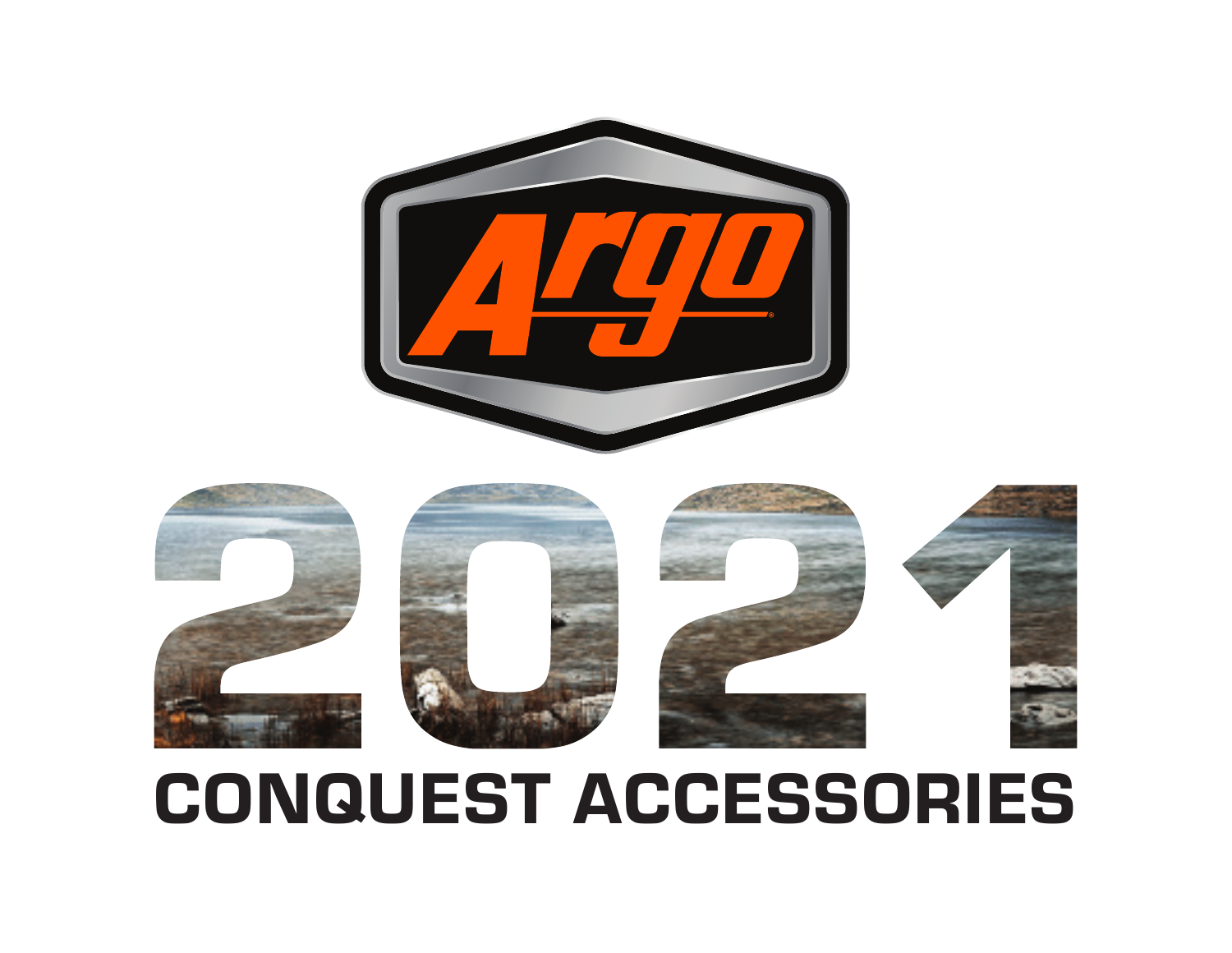# Argo

# 2021

## CONQUEST ACCESSORIES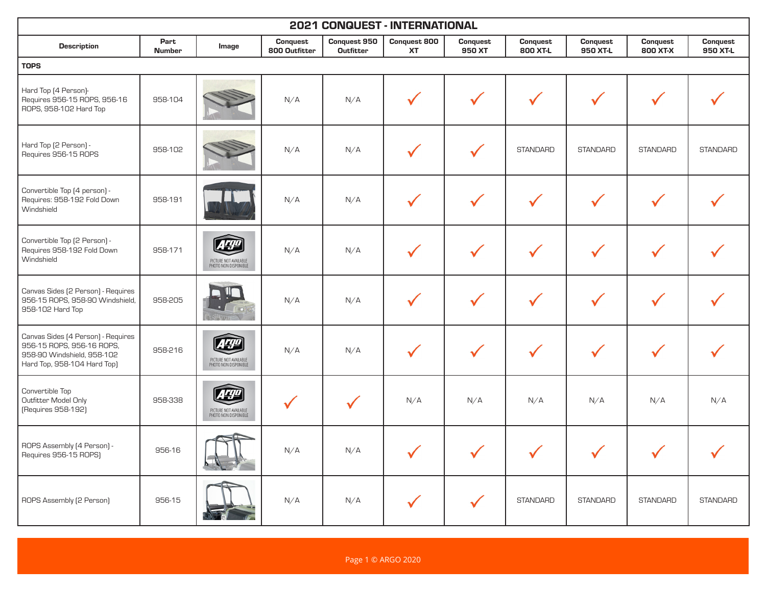| 2021 CONQUEST - INTERNATIONAL | | | | | | | | | | |
|---|---|---|---|---|---|---|---|---|---|---|
| **Description** | **Part Number** | **Image** | **Conquest 800 Outfitter** | **Conquest 950 Outfitter** | **Conquest 800 XT** | **Conquest 950 XT** | **Conquest 800 XT-L** | **Conquest 950 XT-L** | **Conquest 800 XT-X** | **Conquest 950 XT-L** |
| **TOPS** | | | | | | | | | | |
| Hard Top (4 Person)- Requires 956-15 ROPS, 956-16 ROPS, 958-102 Hard Top | 958-104 | | N/A | N/A | ✓ | ✓ | ✓ | ✓ | ✓ | ✓ |
| Hard Top (2 Person) - Requires 956-15 ROPS | 958-102 | | N/A | N/A | ✓ | ✓ | STANDARD | STANDARD | STANDARD | STANDARD |
| Convertible Top (4 person) - Requires: 958-192 Fold Down Windshield | 958-191 | | N/A | N/A | ✓ | ✓ | ✓ | ✓ | ✓ | ✓ |
| Convertible Top (2 Person) - Requires 958-192 Fold Down Windshield | 958-171 | PICTURE NOT AVAILABLE PHOTO NON DISPONIBLE | N/A | N/A | ✓ | ✓ | ✓ | ✓ | ✓ | ✓ |
| Canvas Sides (2 Person) - Requires 956-15 ROPS, 958-90 Windshield, 958-102 Hard Top | 958-205 | | N/A | N/A | ✓ | ✓ | ✓ | ✓ | ✓ | ✓ |
| Canvas Sides (4 Person) - Requires 956-15 ROPS, 956-16 ROPS, 958-90 Windshield, 958-102 Hard Top, 958-104 Hard Top) | 958-216 | PICTURE NOT AVAILABLE PHOTO NON DISPONIBLE | N/A | N/A | ✓ | ✓ | ✓ | ✓ | ✓ | ✓ |
| Convertible Top Outfitter Model Only (Requires 958-192) | 958-338 | PICTURE NOT AVAILABLE PHOTO NON DISPONIBLE | ✓ | ✓ | N/A | N/A | N/A | N/A | N/A | N/A |
| ROPS Assembly (4 Person) - Requires 956-15 ROPS) | 956-16 | | N/A | N/A | ✓ | ✓ | ✓ | ✓ | ✓ | ✓ |
| ROPS Assembly (2 Person) | 956-15 | | N/A | N/A | ✓ | ✓ | STANDARD | STANDARD | STANDARD | STANDARD |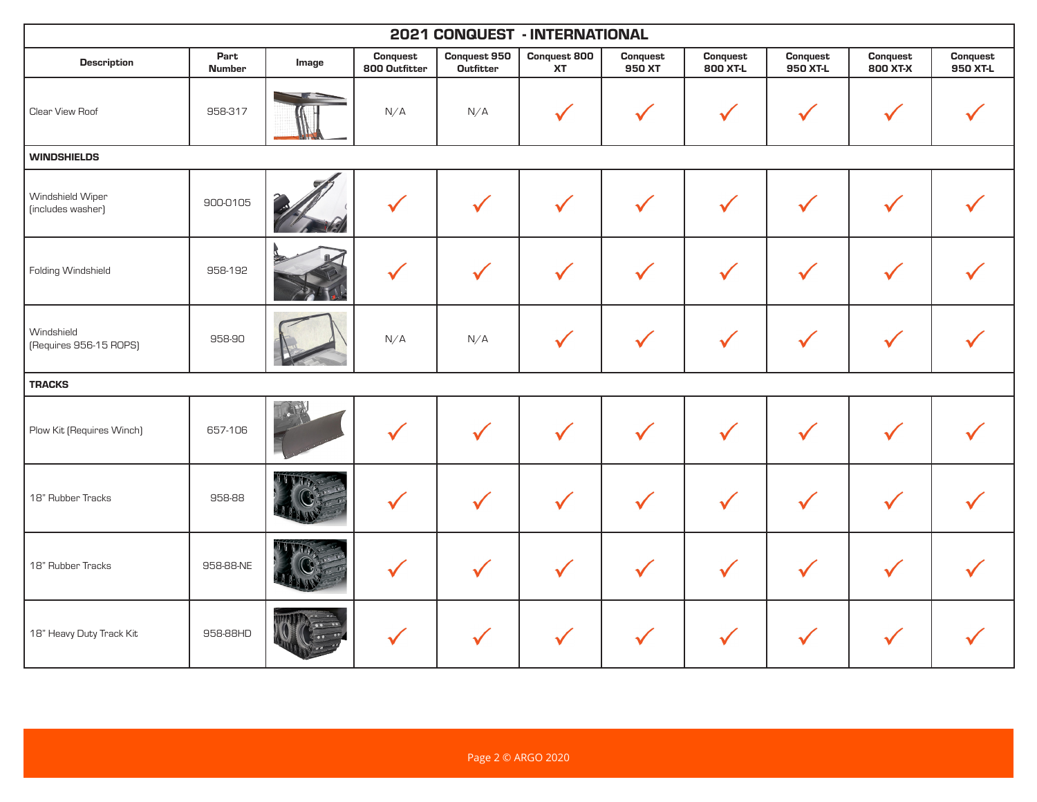| 2021 CONQUEST - INTERNATIONAL | | | | | | | | | | |
|---|---|---|---|---|---|---|---|---|---|---|
| Description | Part Number | Image | Conquest 800 Outfitter | Conquest 950 Outfitter | Conquest 800 XT | Conquest 950 XT | Conquest 800 XT-L | Conquest 950 XT-L | Conquest 800 XT-X | Conquest 950 XT-L |
| Clear View Roof | 958-317 | | N/A | N/A | ✓ | ✓ | ✓ | ✓ | ✓ | ✓ |
| **WINDSHIELDS** | | | | | | | | | | |
| Windshield Wiper (includes washer) | 900-0105 | | ✓ | ✓ | ✓ | ✓ | ✓ | ✓ | ✓ | ✓ |
| Folding Windshield | 958-192 | | ✓ | ✓ | ✓ | ✓ | ✓ | ✓ | ✓ | ✓ |
| Windshield (Requires 956-15 ROPS) | 958-90 | | N/A | N/A | ✓ | ✓ | ✓ | ✓ | ✓ | ✓ |
| **TRACKS** | | | | | | | | | | |
| Plow Kit (Requires Winch) | 657-106 | | ✓ | ✓ | ✓ | ✓ | ✓ | ✓ | ✓ | ✓ |
| 18" Rubber Tracks | 958-88 | | ✓ | ✓ | ✓ | ✓ | ✓ | ✓ | ✓ | ✓ |
| 18" Rubber Tracks | 958-88-NE | | ✓ | ✓ | ✓ | ✓ | ✓ | ✓ | ✓ | ✓ |
| 18" Heavy Duty Track Kit | 958-88HD | | ✓ | ✓ | ✓ | ✓ | ✓ | ✓ | ✓ | ✓ |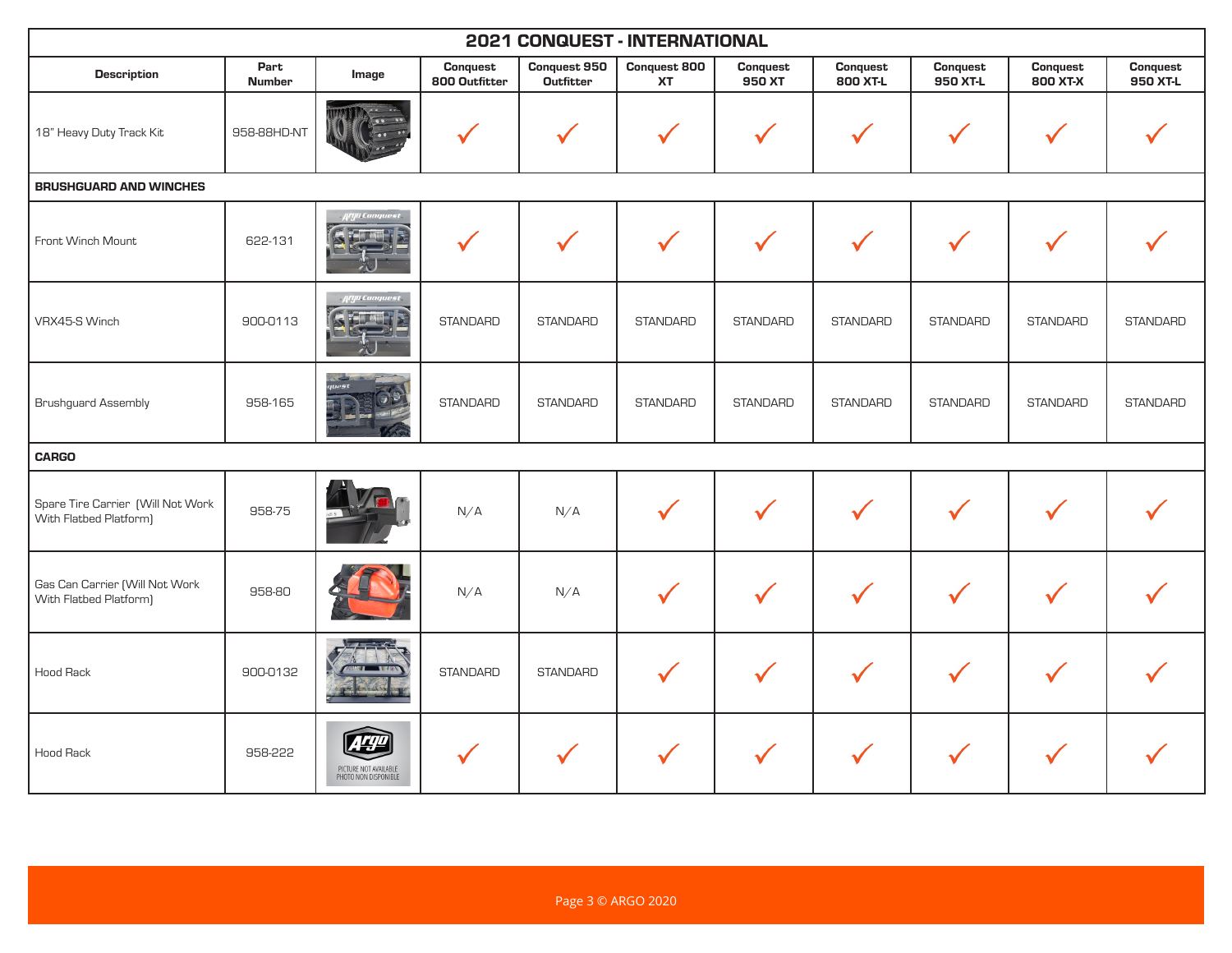| 2021 CONQUEST - INTERNATIONAL | | | | | | | | | | |
|---|---|---|---|---|---|---|---|---|---|---|
| Description | Part Number | Image | Conquest 800 Outfitter | Conquest 950 Outfitter | Conquest 800 XT | Conquest 950 XT | Conquest 800 XT-L | Conquest 950 XT-L | Conquest 800 XT-X | Conquest 950 XT-L |
| 18" Heavy Duty Track Kit | 958-88HD-NT | | ✓ | ✓ | ✓ | ✓ | ✓ | ✓ | ✓ | ✓ |
| **BRUSHGUARD AND WINCHES** | | | | | | | | | | |
| Front Winch Mount | 622-131 | | ✓ | ✓ | ✓ | ✓ | ✓ | ✓ | ✓ | ✓ |
| VRX45-S Winch | 900-0113 | | STANDARD | STANDARD | STANDARD | STANDARD | STANDARD | STANDARD | STANDARD | STANDARD |
| Brushguard Assembly | 958-165 | | STANDARD | STANDARD | STANDARD | STANDARD | STANDARD | STANDARD | STANDARD | STANDARD |
| **CARGO** | | | | | | | | | | |
| Spare Tire Carrier (Will Not Work With Flatbed Platform) | 958-75 | | N/A | N/A | ✓ | ✓ | ✓ | ✓ | ✓ | ✓ |
| Gas Can Carrier (Will Not Work With Flatbed Platform) | 958-80 | | N/A | N/A | ✓ | ✓ | ✓ | ✓ | ✓ | ✓ |
| Hood Rack | 900-0132 | | STANDARD | STANDARD | ✓ | ✓ | ✓ | ✓ | ✓ | ✓ |
| Hood Rack | 958-222 | PICTURE NOT AVAILABLE PHOTO NON DISPONIBLE | ✓ | ✓ | ✓ | ✓ | ✓ | ✓ | ✓ | ✓ |

© ARGO 2020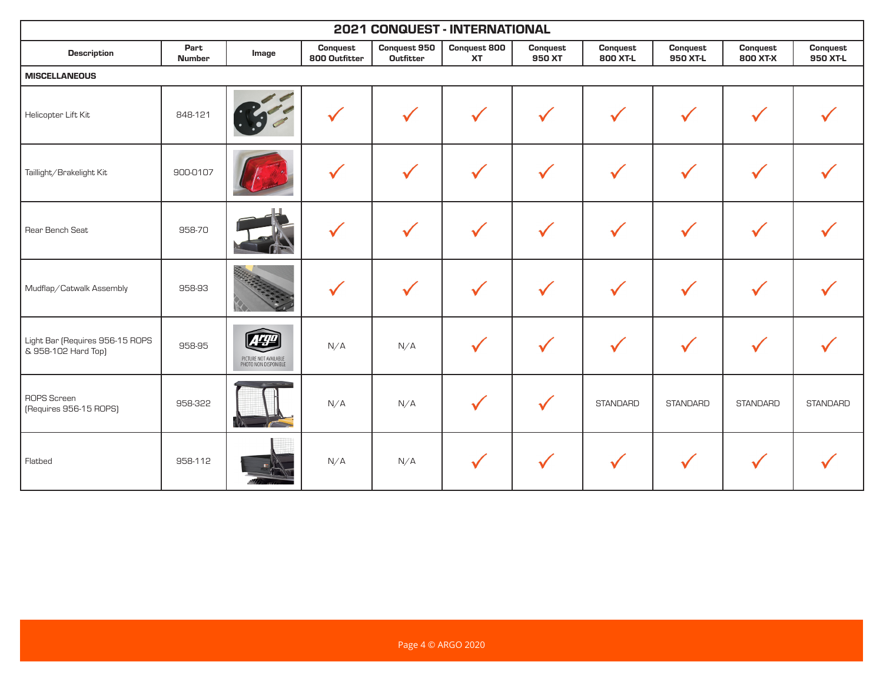| 2021 CONQUEST - INTERNATIONAL | | | | | | | | | | |
|---|---|---|---|---|---|---|---|---|---|---|
| Description | Part Number | Image | Conquest 800 Outfitter | Conquest 950 Outfitter | Conquest 800 XT | Conquest 950 XT | Conquest 800 XT-L | Conquest 950 XT-L | Conquest 800 XT-X | Conquest 950 XT-L |
| **MISCELLANEOUS** | | | | | | | | | | |
| Helicopter Lift Kit | 848-121 | | ✓ | ✓ | ✓ | ✓ | ✓ | ✓ | ✓ | ✓ |
| Taillight/Brakelight Kit | 900-0107 | | ✓ | ✓ | ✓ | ✓ | ✓ | ✓ | ✓ | ✓ |
| Rear Bench Seat | 958-70 | | ✓ | ✓ | ✓ | ✓ | ✓ | ✓ | ✓ | ✓ |
| Mudflap/Catwalk Assembly | 958-93 | | ✓ | ✓ | ✓ | ✓ | ✓ | ✓ | ✓ | ✓ |
| Light Bar (Requires 956-15 ROPS & 958-102 Hard Top) | 958-95 | Argo PICTURE NOT AVAILABLE PHOTO NON DISPONIBLE | N/A | N/A | ✓ | ✓ | ✓ | ✓ | ✓ | ✓ |
| ROPS Screen (Requires 956-15 ROPS) | 958-322 | | N/A | N/A | ✓ | ✓ | STANDARD | STANDARD | STANDARD | STANDARD |
| Flatbed | 958-112 | | N/A | N/A | ✓ | ✓ | ✓ | ✓ | ✓ | ✓ |